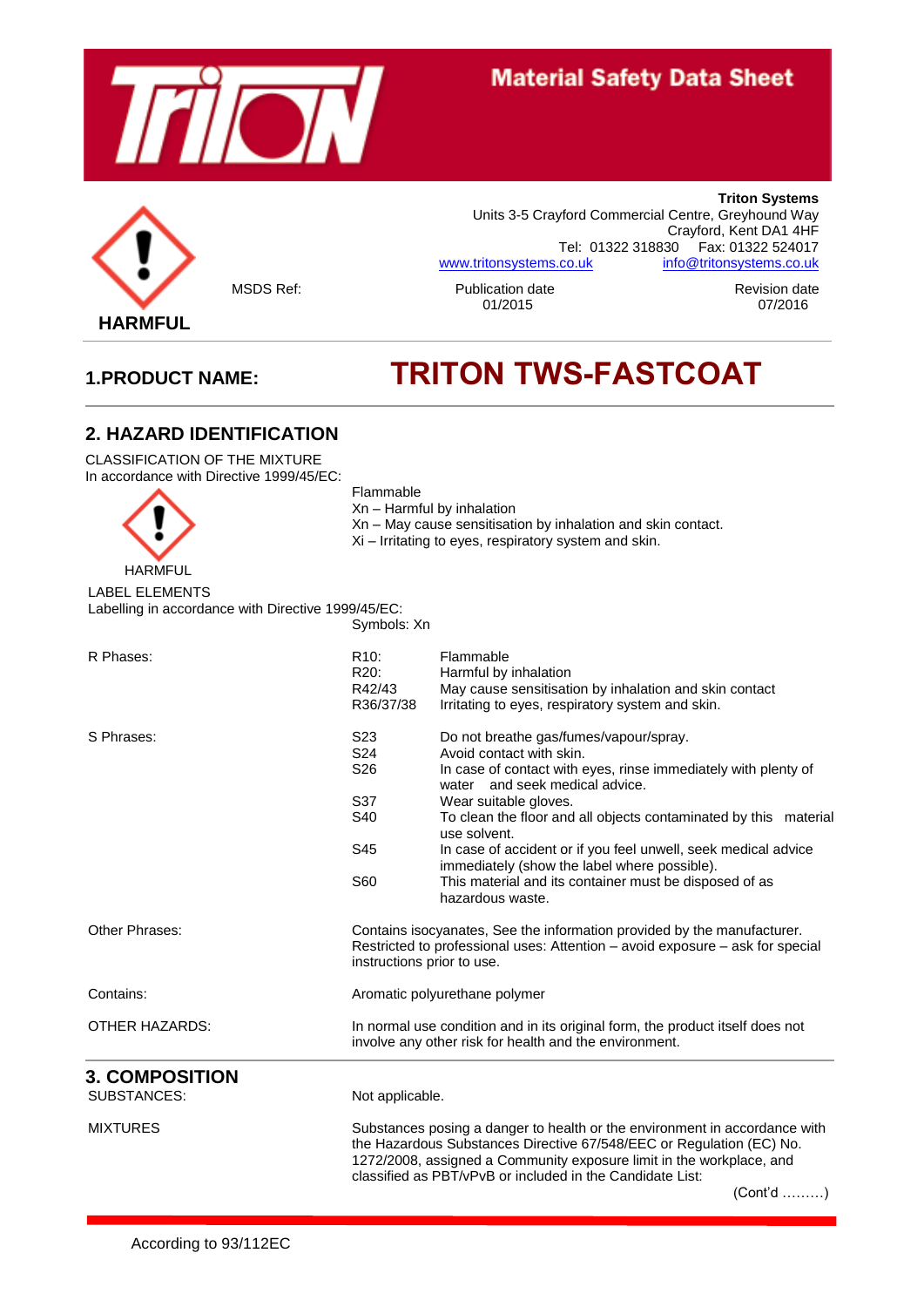# Material Safety Data Sheet

HARMFUL

MSDS Ref:

**Triton Systems**
Units 3-5 Crayford Commercial Centre, Greyhound Way
Crayford, Kent DA1 4HF
Tel: 01322 318830 Fax: 01322 524017
www.tritonsystems.co.uk info@tritonsystems.co.uk

Publication date 01/2015

Revision date 07/2016

## 1.PRODUCT NAME: TRITON TWS-FASTCOAT

## 2. HAZARD IDENTIFICATION

CLASSIFICATION OF THE MIXTURE
In accordance with Directive 1999/45/EC:

Flammable
Xn – Harmful by inhalation
Xn – May cause sensitisation by inhalation and skin contact.
Xi – Irritating to eyes, respiratory system and skin.

HARMFUL

LABEL ELEMENTS
Labelling in accordance with Directive 1999/45/EC:
Symbols: Xn

| | | |
|---|---|---|
| R Phases: | R10: | Flammable |
| | R20: | Harmful by inhalation |
| | R42/43 | May cause sensitisation by inhalation and skin contact |
| | R36/37/38 | Irritating to eyes, respiratory system and skin. |
| S Phrases: | S23 | Do not breathe gas/fumes/vapour/spray. |
| | S24 | Avoid contact with skin. |
| | S26 | In case of contact with eyes, rinse immediately with plenty of water and seek medical advice. |
| | S37 | Wear suitable gloves. |
| | S40 | To clean the floor and all objects contaminated by this material use solvent. |
| | S45 | In case of accident or if you feel unwell, seek medical advice immediately (show the label where possible). |
| | S60 | This material and its container must be disposed of as hazardous waste. |

Other Phrases: Contains isocyanates, See the information provided by the manufacturer. Restricted to professional uses: Attention – avoid exposure – ask for special instructions prior to use.

Contains: Aromatic polyurethane polymer

OTHER HAZARDS: In normal use condition and in its original form, the product itself does not involve any other risk for health and the environment.

## 3. COMPOSITION

SUBSTANCES: Not applicable.

MIXTURES: Substances posing a danger to health or the environment in accordance with the Hazardous Substances Directive 67/548/EEC or Regulation (EC) No. 1272/2008, assigned a Community exposure limit in the workplace, and classified as PBT/vPvB or included in the Candidate List:

(Cont'd ………)

According to 93/112EC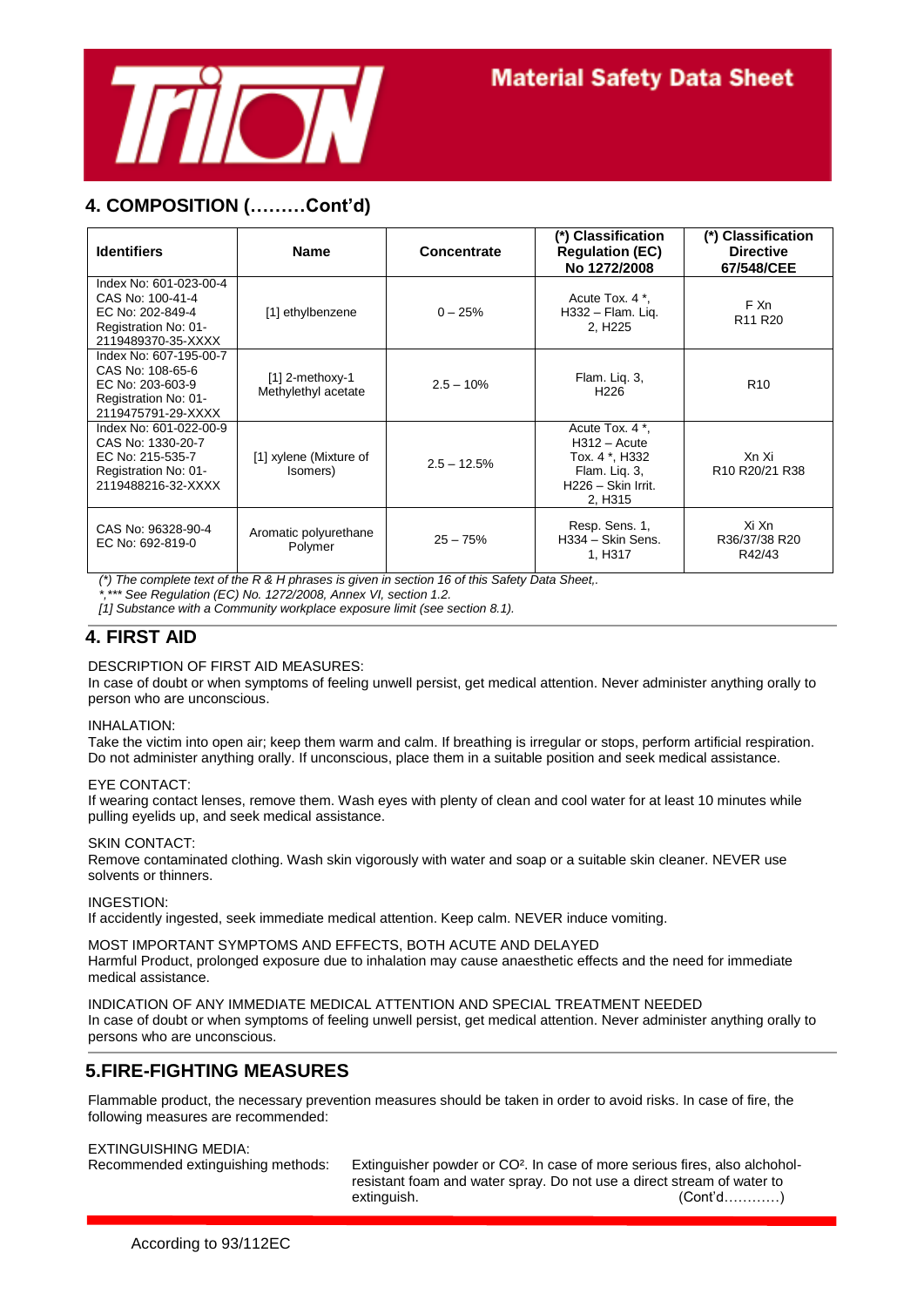## 4. COMPOSITION (………Cont'd)

| Identifiers | Name | Concentrate | (*) Classification Regulation (EC) No 1272/2008 | (*) Classification Directive 67/548/CEE |
|---|---|---|---|---|
| Index No: 601-023-00-4 CAS No: 100-41-4 EC No: 202-849-4 Registration No: 01-2119489370-35-XXXX | [1] ethylbenzene | 0 – 25% | Acute Tox. 4 *, H332 – Flam. Liq. 2, H225 | F Xn R11 R20 |
| Index No: 607-195-00-7 CAS No: 108-65-6 EC No: 203-603-9 Registration No: 01-2119475791-29-XXXX | [1] 2-methoxy-1 Methylethyl acetate | 2.5 – 10% | Flam. Liq. 3, H226 | R10 |
| Index No: 601-022-00-9 CAS No: 1330-20-7 EC No: 215-535-7 Registration No: 01-2119488216-32-XXXX | [1] xylene (Mixture of Isomers) | 2.5 – 12.5% | Acute Tox. 4 *, H312 – Acute Tox. 4 *, H332 Flam. Liq. 3, H226 – Skin Irrit. 2, H315 | Xn Xi R10 R20/21 R38 |
| CAS No: 96328-90-4 EC No: 692-819-0 | Aromatic polyurethane Polymer | 25 – 75% | Resp. Sens. 1, H334 – Skin Sens. 1, H317 | Xi Xn R36/37/38 R20 R42/43 |

*(\*) The complete text of the R & H phrases is given in section 16 of this Safety Data Sheet,.*
*\*,\*\*\* See Regulation (EC) No. 1272/2008, Annex VI, section 1.2.*
*[1] Substance with a Community workplace exposure limit (see section 8.1).*

## 4. FIRST AID

DESCRIPTION OF FIRST AID MEASURES:
In case of doubt or when symptoms of feeling unwell persist, get medical attention. Never administer anything orally to person who are unconscious.

INHALATION:
Take the victim into open air; keep them warm and calm. If breathing is irregular or stops, perform artificial respiration. Do not administer anything orally. If unconscious, place them in a suitable position and seek medical assistance.

EYE CONTACT:
If wearing contact lenses, remove them. Wash eyes with plenty of clean and cool water for at least 10 minutes while pulling eyelids up, and seek medical assistance.

SKIN CONTACT:
Remove contaminated clothing. Wash skin vigorously with water and soap or a suitable skin cleaner. NEVER use solvents or thinners.

INGESTION:
If accidently ingested, seek immediate medical attention. Keep calm. NEVER induce vomiting.

MOST IMPORTANT SYMPTOMS AND EFFECTS, BOTH ACUTE AND DELAYED
Harmful Product, prolonged exposure due to inhalation may cause anaesthetic effects and the need for immediate medical assistance.

INDICATION OF ANY IMMEDIATE MEDICAL ATTENTION AND SPECIAL TREATMENT NEEDED
In case of doubt or when symptoms of feeling unwell persist, get medical attention. Never administer anything orally to persons who are unconscious.

## 5.FIRE-FIGHTING MEASURES

Flammable product, the necessary prevention measures should be taken in order to avoid risks. In case of fire, the following measures are recommended:

EXTINGUISHING MEDIA:
Recommended extinguishing methods: Extinguisher powder or CO². In case of more serious fires, also alchohol-resistant foam and water spray. Do not use a direct stream of water to extinguish. (Cont'd…………)

According to 93/112EC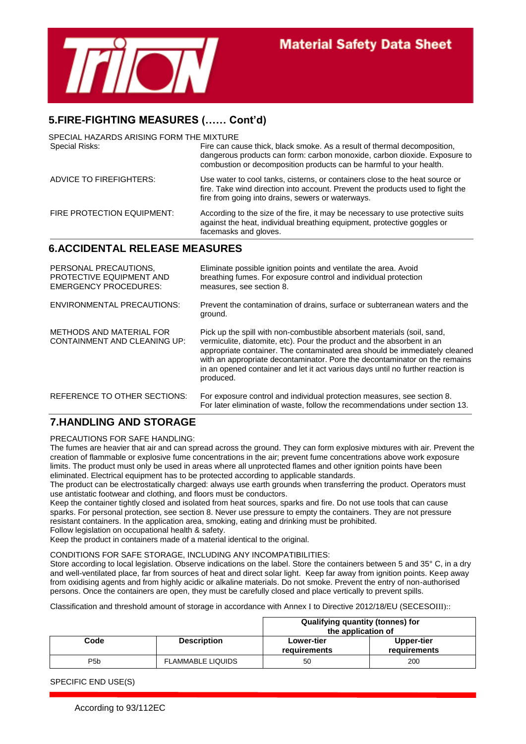## 5.FIRE-FIGHTING MEASURES (…… Cont'd)

SPECIAL HAZARDS ARISING FORM THE MIXTURE

| | |
|---|---|
| Special Risks: | Fire can cause thick, black smoke. As a result of thermal decomposition, dangerous products can form: carbon monoxide, carbon dioxide. Exposure to combustion or decomposition products can be harmful to your health. |
| ADVICE TO FIREFIGHTERS: | Use water to cool tanks, cisterns, or containers close to the heat source or fire. Take wind direction into account. Prevent the products used to fight the fire from going into drains, sewers or waterways. |
| FIRE PROTECTION EQUIPMENT: | According to the size of the fire, it may be necessary to use protective suits against the heat, individual breathing equipment, protective goggles or facemasks and gloves. |

## 6.ACCIDENTAL RELEASE MEASURES

| | |
|---|---|
| PERSONAL PRECAUTIONS, PROTECTIVE EQUIPMENT AND EMERGENCY PROCEDURES: | Eliminate possible ignition points and ventilate the area. Avoid breathing fumes. For exposure control and individual protection measures, see section 8. |
| ENVIRONMENTAL PRECAUTIONS: | Prevent the contamination of drains, surface or subterranean waters and the ground. |
| METHODS AND MATERIAL FOR CONTAINMENT AND CLEANING UP: | Pick up the spill with non-combustible absorbent materials (soil, sand, vermiculite, diatomite, etc). Pour the product and the absorbent in an appropriate container. The contaminated area should be immediately cleaned with an appropriate decontaminator. Pore the decontaminator on the remains in an opened container and let it act various days until no further reaction is produced. |
| REFERENCE TO OTHER SECTIONS: | For exposure control and individual protection measures, see section 8. For later elimination of waste, follow the recommendations under section 13. |

## 7.HANDLING AND STORAGE

PRECAUTIONS FOR SAFE HANDLING:

The fumes are heavier that air and can spread across the ground. They can form explosive mixtures with air. Prevent the creation of flammable or explosive fume concentrations in the air; prevent fume concentrations above work exposure limits. The product must only be used in areas where all unprotected flames and other ignition points have been eliminated. Electrical equipment has to be protected according to applicable standards.

The product can be electrostatically charged: always use earth grounds when transferring the product. Operators must use antistatic footwear and clothing, and floors must be conductors.

Keep the container tightly closed and isolated from heat sources, sparks and fire. Do not use tools that can cause sparks. For personal protection, see section 8. Never use pressure to empty the containers. They are not pressure resistant containers. In the application area, smoking, eating and drinking must be prohibited.

Follow legislation on occupational health & safety.

Keep the product in containers made of a material identical to the original.

CONDITIONS FOR SAFE STORAGE, INCLUDING ANY INCOMPATIBILITIES:

Store according to local legislation. Observe indications on the label. Store the containers between 5 and 35° C, in a dry and well-ventilated place, far from sources of heat and direct solar light. Keep far away from ignition points. Keep away from oxidising agents and from highly acidic or alkaline materials. Do not smoke. Prevent the entry of non-authorised persons. Once the containers are open, they must be carefully closed and place vertically to prevent spills.

Classification and threshold amount of storage in accordance with Annex I to Directive 2012/18/EU (SECESOIII)::

| | | Qualifying quantity (tonnes) for the application of | |
|---|---|---|---|
| Code | Description | Lower-tier requirements | Upper-tier requirements |
| P5b | FLAMMABLE LIQUIDS | 50 | 200 |

SPECIFIC END USE(S)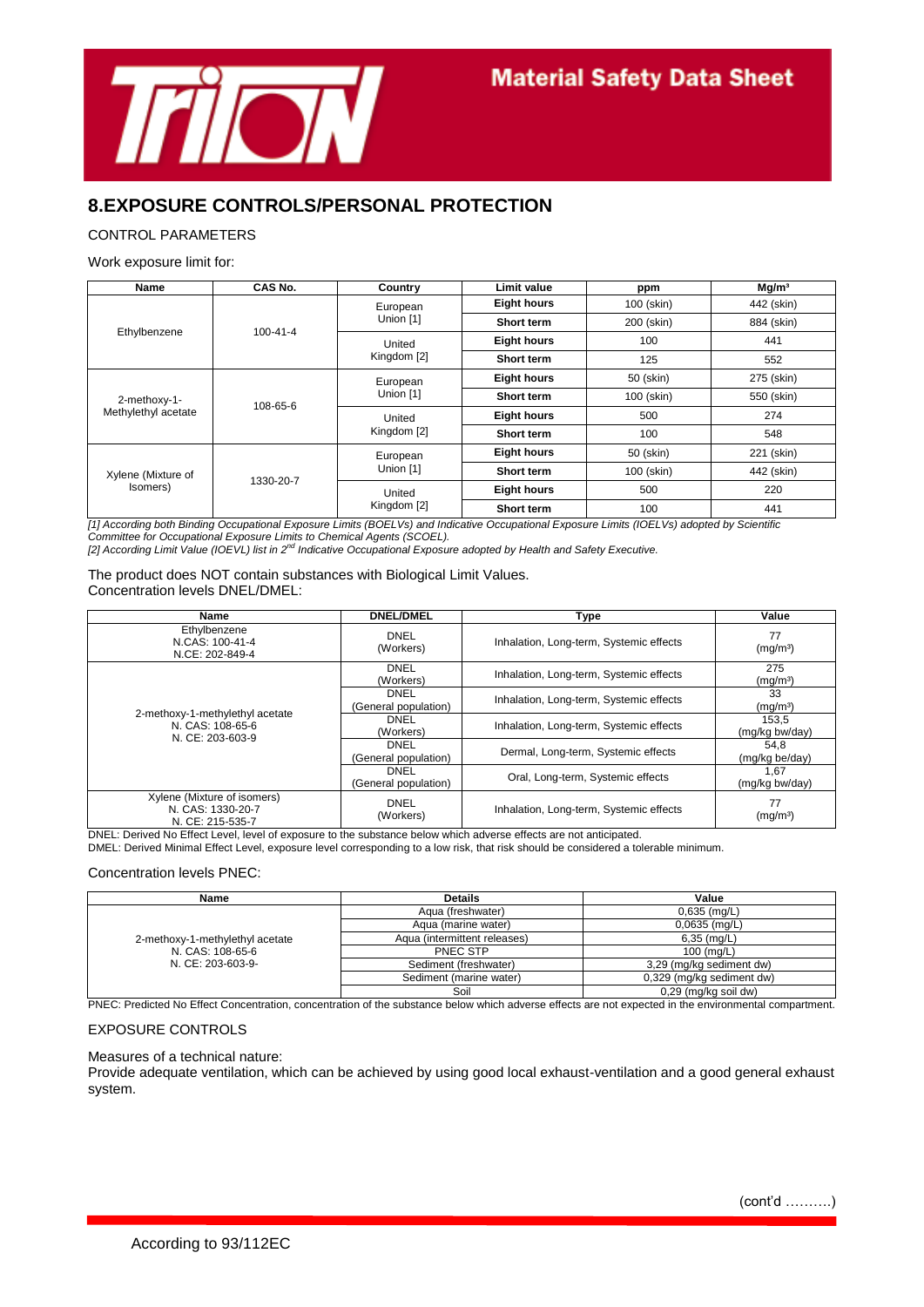## 8.EXPOSURE CONTROLS/PERSONAL PROTECTION

CONTROL PARAMETERS

Work exposure limit for:

| Name | CAS No. | Country | Limit value | ppm | Mg/m³ |
|---|---|---|---|---|---|
| Ethylbenzene | 100-41-4 | European Union [1] | **Eight hours** | 100 (skin) | 442 (skin) |
| | | | **Short term** | 200 (skin) | 884 (skin) |
| | | United Kingdom [2] | **Eight hours** | 100 | 441 |
| | | | **Short term** | 125 | 552 |
| 2-methoxy-1-Methylethyl acetate | 108-65-6 | European Union [1] | **Eight hours** | 50 (skin) | 275 (skin) |
| | | | **Short term** | 100 (skin) | 550 (skin) |
| | | United Kingdom [2] | **Eight hours** | 500 | 274 |
| | | | **Short term** | 100 | 548 |
| Xylene (Mixture of Isomers) | 1330-20-7 | European Union [1] | **Eight hours** | 50 (skin) | 221 (skin) |
| | | | **Short term** | 100 (skin) | 442 (skin) |
| | | United Kingdom [2] | **Eight hours** | 500 | 220 |
| | | | **Short term** | 100 | 441 |

*[1] According both Binding Occupational Exposure Limits (BOELVs) and Indicative Occupational Exposure Limits (IOELVs) adopted by Scientific Committee for Occupational Exposure Limits to Chemical Agents (SCOEL).*
*[2] According Limit Value (IOEVL) list in 2nd Indicative Occupational Exposure adopted by Health and Safety Executive.*

The product does NOT contain substances with Biological Limit Values.
Concentration levels DNEL/DMEL:

| Name | DNEL/DMEL | Type | Value |
|---|---|---|---|
| Ethylbenzene N.CAS: 100-41-4 N.CE: 202-849-4 | DNEL (Workers) | Inhalation, Long-term, Systemic effects | 77 (mg/m³) |
| 2-methoxy-1-methylethyl acetate N. CAS: 108-65-6 N. CE: 203-603-9 | DNEL (Workers) | Inhalation, Long-term, Systemic effects | 275 (mg/m³) |
| | DNEL (General population) | Inhalation, Long-term, Systemic effects | 33 (mg/m³) |
| | DNEL (Workers) | Inhalation, Long-term, Systemic effects | 153,5 (mg/kg bw/day) |
| | DNEL (General population) | Dermal, Long-term, Systemic effects | 54,8 (mg/kg be/day) |
| | DNEL (General population) | Oral, Long-term, Systemic effects | 1,67 (mg/kg bw/day) |
| Xylene (Mixture of isomers) N. CAS: 1330-20-7 N. CE: 215-535-7 | DNEL (Workers) | Inhalation, Long-term, Systemic effects | 77 (mg/m³) |

DNEL: Derived No Effect Level, level of exposure to the substance below which adverse effects are not anticipated.
DMEL: Derived Minimal Effect Level, exposure level corresponding to a low risk, that risk should be considered a tolerable minimum.

Concentration levels PNEC:

| Name | Details | Value |
|---|---|---|
| 2-methoxy-1-methylethyl acetate N. CAS: 108-65-6 N. CE: 203-603-9- | Aqua (freshwater) | 0,635 (mg/L) |
| | Aqua (marine water) | 0,0635 (mg/L) |
| | Aqua (intermittent releases) | 6,35 (mg/L) |
| | PNEC STP | 100 (mg/L) |
| | Sediment (freshwater) | 3,29 (mg/kg sediment dw) |
| | Sediment (marine water) | 0,329 (mg/kg sediment dw) |
| | Soil | 0,29 (mg/kg soil dw) |

PNEC: Predicted No Effect Concentration, concentration of the substance below which adverse effects are not expected in the environmental compartment.

EXPOSURE CONTROLS

Measures of a technical nature:
Provide adequate ventilation, which can be achieved by using good local exhaust-ventilation and a good general exhaust system.

(cont'd ……….)

According to 93/112EC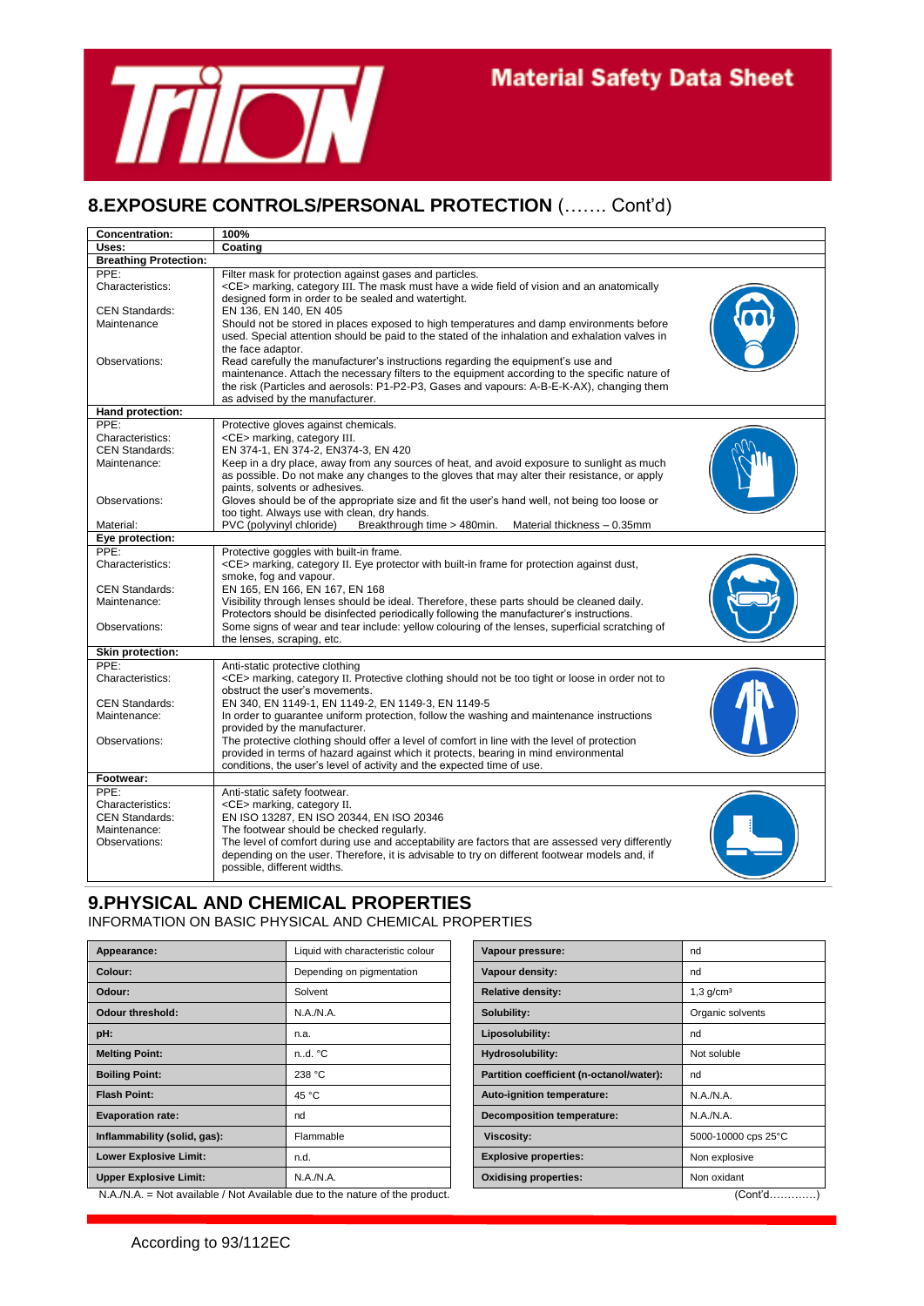## 8.EXPOSURE CONTROLS/PERSONAL PROTECTION (……. Cont'd)

| **Concentration:** | **100%** |
|---|---|
| **Uses:** | **Coating** |
| **Breathing Protection:** | |
| PPE: | Filter mask for protection against gases and particles. |
| Characteristics: | <CE> marking, category III. The mask must have a wide field of vision and an anatomically designed form in order to be sealed and watertight. |
| CEN Standards: | EN 136, EN 140, EN 405 |
| Maintenance | Should not be stored in places exposed to high temperatures and damp environments before used. Special attention should be paid to the stated of the inhalation and exhalation valves in the face adaptor. |
| Observations: | Read carefully the manufacturer's instructions regarding the equipment's use and maintenance. Attach the necessary filters to the equipment according to the specific nature of the risk (Particles and aerosols: P1-P2-P3, Gases and vapours: A-B-E-K-AX), changing them as advised by the manufacturer. |
| **Hand protection:** | |
| PPE: | Protective gloves against chemicals. |
| Characteristics: | <CE> marking, category III. |
| CEN Standards: | EN 374-1, EN 374-2, EN374-3, EN 420 |
| Maintenance: | Keep in a dry place, away from any sources of heat, and avoid exposure to sunlight as much as possible. Do not make any changes to the gloves that may alter their resistance, or apply paints, solvents or adhesives. |
| Observations: | Gloves should be of the appropriate size and fit the user's hand well, not being too loose or too tight. Always use with clean, dry hands. |
| Material: | PVC (polyvinyl chloride) Breakthrough time > 480min. Material thickness – 0.35mm |
| **Eye protection:** | |
| PPE: | Protective goggles with built-in frame. |
| Characteristics: | <CE> marking, category II. Eye protector with built-in frame for protection against dust, smoke, fog and vapour. |
| CEN Standards: | EN 165, EN 166, EN 167, EN 168 |
| Maintenance: | Visibility through lenses should be ideal. Therefore, these parts should be cleaned daily. Protectors should be disinfected periodically following the manufacturer's instructions. |
| Observations: | Some signs of wear and tear include: yellow colouring of the lenses, superficial scratching of the lenses, scraping, etc. |
| **Skin protection:** | |
| PPE: | Anti-static protective clothing |
| Characteristics: | <CE> marking, category II. Protective clothing should not be too tight or loose in order not to obstruct the user's movements. |
| CEN Standards: | EN 340, EN 1149-1, EN 1149-2, EN 1149-3, EN 1149-5 |
| Maintenance: | In order to guarantee uniform protection, follow the washing and maintenance instructions provided by the manufacturer. |
| Observations: | The protective clothing should offer a level of comfort in line with the level of protection provided in terms of hazard against which it protects, bearing in mind environmental conditions, the user's level of activity and the expected time of use. |
| **Footwear:** | |
| PPE: | Anti-static safety footwear. |
| Characteristics: | <CE> marking, category II. |
| CEN Standards: | EN ISO 13287, EN ISO 20344, EN ISO 20346 |
| Maintenance: | The footwear should be checked regularly. |
| Observations: | The level of comfort during use and acceptability are factors that are assessed very differently depending on the user. Therefore, it is advisable to try on different footwear models and, if possible, different widths. |

## 9.PHYSICAL AND CHEMICAL PROPERTIES

INFORMATION ON BASIC PHYSICAL AND CHEMICAL PROPERTIES

| Property | Value |
|---|---|
| **Appearance:** | Liquid with characteristic colour |
| **Colour:** | Depending on pigmentation |
| **Odour:** | Solvent |
| **Odour threshold:** | N.A./N.A. |
| **pH:** | n.a. |
| **Melting Point:** | n..d. °C |
| **Boiling Point:** | 238 °C |
| **Flash Point:** | 45 °C |
| **Evaporation rate:** | nd |
| **Inflammability (solid, gas):** | Flammable |
| **Lower Explosive Limit:** | n.d. |
| **Upper Explosive Limit:** | N.A./N.A. |

| Property | Value |
|---|---|
| **Vapour pressure:** | nd |
| **Vapour density:** | nd |
| **Relative density:** | 1,3 g/cm³ |
| **Solubility:** | Organic solvents |
| **Liposolubility:** | nd |
| **Hydrosolubility:** | Not soluble |
| **Partition coefficient (n-octanol/water):** | nd |
| **Auto-ignition temperature:** | N.A./N.A. |
| **Decomposition temperature:** | N.A./N.A. |
| **Viscosity:** | 5000-10000 cps 25°C |
| **Explosive properties:** | Non explosive |
| **Oxidising properties:** | Non oxidant |

N.A./N.A. = Not available / Not Available due to the nature of the product.

(Cont'd………….)

According to 93/112EC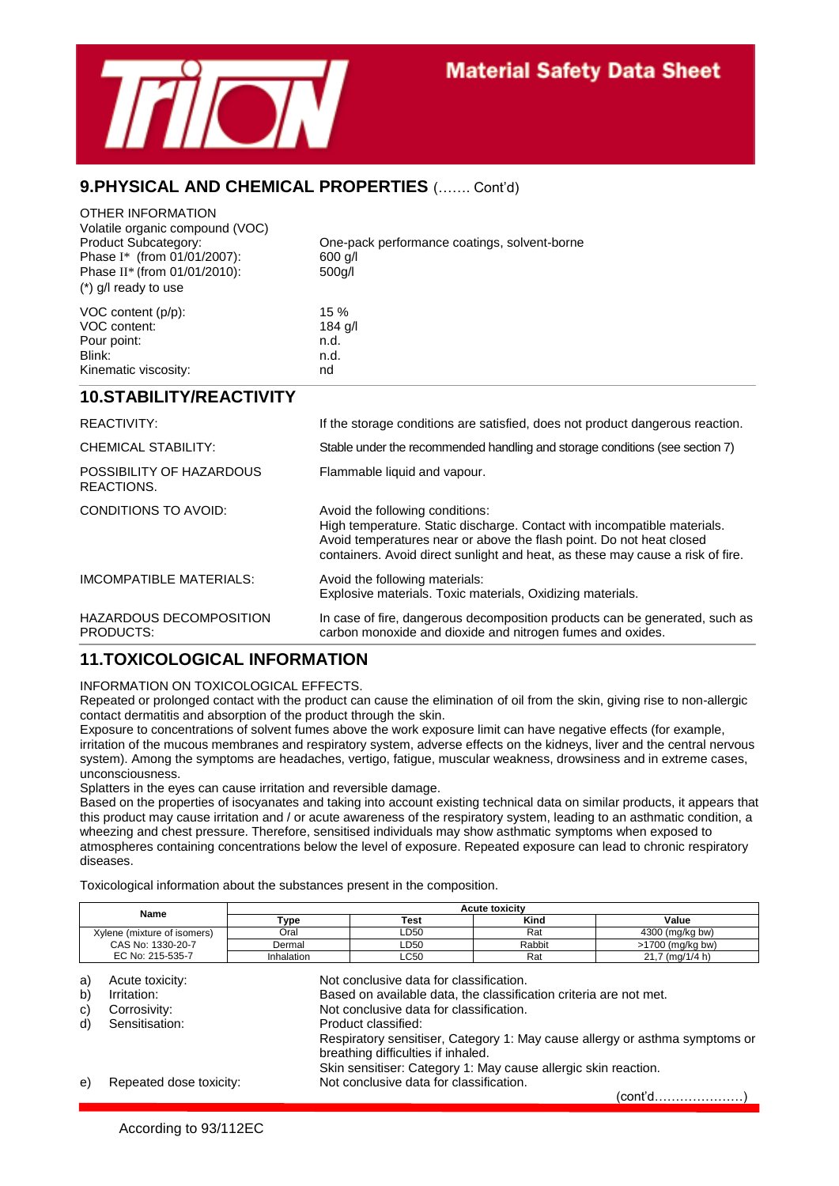## 9.PHYSICAL AND CHEMICAL PROPERTIES (……. Cont'd)

OTHER INFORMATION
Volatile organic compound (VOC)

| | |
|---|---|
| Product Subcategory: | One-pack performance coatings, solvent-borne |
| Phase I* (from 01/01/2007): | 600 g/l |
| Phase II* (from 01/01/2010): | 500g/l |
| (*) g/l ready to use | |

| | |
|---|---|
| VOC content (p/p): | 15 % |
| VOC content: | 184 g/l |
| Pour point: | n.d. |
| Blink: | n.d. |
| Kinematic viscosity: | nd |

## 10.STABILITY/REACTIVITY

| | |
|---|---|
| REACTIVITY: | If the storage conditions are satisfied, does not product dangerous reaction. |
| CHEMICAL STABILITY: | Stable under the recommended handling and storage conditions (see section 7) |
| POSSIBILITY OF HAZARDOUS REACTIONS. | Flammable liquid and vapour. |
| CONDITIONS TO AVOID: | Avoid the following conditions: High temperature. Static discharge. Contact with incompatible materials. Avoid temperatures near or above the flash point. Do not heat closed containers. Avoid direct sunlight and heat, as these may cause a risk of fire. |
| IMCOMPATIBLE MATERIALS: | Avoid the following materials: Explosive materials. Toxic materials, Oxidizing materials. |
| HAZARDOUS DECOMPOSITION PRODUCTS: | In case of fire, dangerous decomposition products can be generated, such as carbon monoxide and dioxide and nitrogen fumes and oxides. |

## 11.TOXICOLOGICAL INFORMATION

INFORMATION ON TOXICOLOGICAL EFFECTS.
Repeated or prolonged contact with the product can cause the elimination of oil from the skin, giving rise to non-allergic contact dermatitis and absorption of the product through the skin.
Exposure to concentrations of solvent fumes above the work exposure limit can have negative effects (for example, irritation of the mucous membranes and respiratory system, adverse effects on the kidneys, liver and the central nervous system). Among the symptoms are headaches, vertigo, fatigue, muscular weakness, drowsiness and in extreme cases, unconsciousness.
Splatters in the eyes can cause irritation and reversible damage.
Based on the properties of isocyanates and taking into account existing technical data on similar products, it appears that this product may cause irritation and / or acute awareness of the respiratory system, leading to an asthmatic condition, a wheezing and chest pressure. Therefore, sensitised individuals may show asthmatic symptoms when exposed to atmospheres containing concentrations below the level of exposure. Repeated exposure can lead to chronic respiratory diseases.

Toxicological information about the substances present in the composition.

| Name | Acute toxicity | | | |
|---|---|---|---|---|
| | Type | Test | Kind | Value |
| Xylene (mixture of isomers) | Oral | LD50 | Rat | 4300 (mg/kg bw) |
| CAS No: 1330-20-7 | Dermal | LD50 | Rabbit | >1700 (mg/kg bw) |
| EC No: 215-535-7 | Inhalation | LC50 | Rat | 21,7 (mg/1/4 h) |

| | | |
|---|---|---|
| a) | Acute toxicity: | Not conclusive data for classification. |
| b) | Irritation: | Based on available data, the classification criteria are not met. |
| c) | Corrosivity: | Not conclusive data for classification. |
| d) | Sensitisation: | Product classified: Respiratory sensitiser, Category 1: May cause allergy or asthma symptoms or breathing difficulties if inhaled. Skin sensitiser: Category 1: May cause allergic skin reaction. |
| e) | Repeated dose toxicity: | Not conclusive data for classification. |

(cont'd…………………)

According to 93/112EC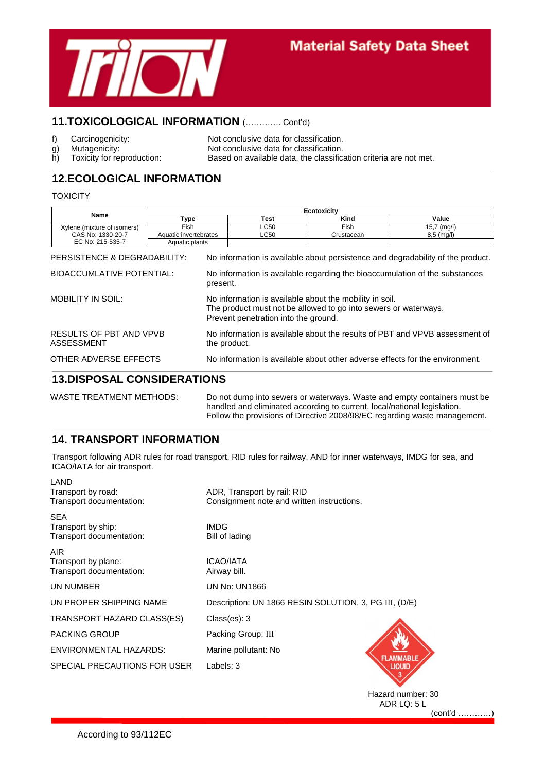## 11.TOXICOLOGICAL INFORMATION (…………. Cont'd)

f) Carcinogenicity: Not conclusive data for classification.
g) Mutagenicity: Not conclusive data for classification.
h) Toxicity for reproduction: Based on available data, the classification criteria are not met.

## 12.ECOLOGICAL INFORMATION

TOXICITY

| Name | Ecotoxicity | | | |
|---|---|---|---|---|
| | Type | Test | Kind | Value |
| Xylene (mixture of isomers) | Fish | LC50 | Fish | 15,7 (mg/l) |
| CAS No: 1330-20-7 | Aquatic invertebrates | LC50 | Crustacean | 8,5 (mg/l) |
| EC No: 215-535-7 | Aquatic plants | | | |

PERSISTENCE & DEGRADABILITY: No information is available about persistence and degradability of the product.

BIOACCUMLATIVE POTENTIAL: No information is available regarding the bioaccumulation of the substances present.

MOBILITY IN SOIL: No information is available about the mobility in soil. The product must not be allowed to go into sewers or waterways. Prevent penetration into the ground.

RESULTS OF PBT AND VPVB ASSESSMENT: No information is available about the results of PBT and VPVB assessment of the product.

OTHER ADVERSE EFFECTS: No information is available about other adverse effects for the environment.

## 13.DISPOSAL CONSIDERATIONS

WASTE TREATMENT METHODS: Do not dump into sewers or waterways. Waste and empty containers must be handled and eliminated according to current, local/national legislation. Follow the provisions of Directive 2008/98/EC regarding waste management.

## 14. TRANSPORT INFORMATION

Transport following ADR rules for road transport, RID rules for railway, AND for inner waterways, IMDG for sea, and ICAO/IATA for air transport.

LAND
Transport by road: ADR, Transport by rail: RID
Transport documentation: Consignment note and written instructions.

SEA
Transport by ship: IMDG
Transport documentation: Bill of lading

AIR
Transport by plane: ICAO/IATA
Transport documentation: Airway bill.

UN NUMBER: UN No: UN1866

UN PROPER SHIPPING NAME: Description: UN 1866 RESIN SOLUTION, 3, PG III, (D/E)

TRANSPORT HAZARD CLASS(ES): Class(es): 3

PACKING GROUP: Packing Group: III

ENVIRONMENTAL HAZARDS: Marine pollutant: No

SPECIAL PRECAUTIONS FOR USER: Labels: 3

FLAMMABLE LIQUID 3

Hazard number: 30
ADR LQ: 5 L

(cont'd …………)

According to 93/112EC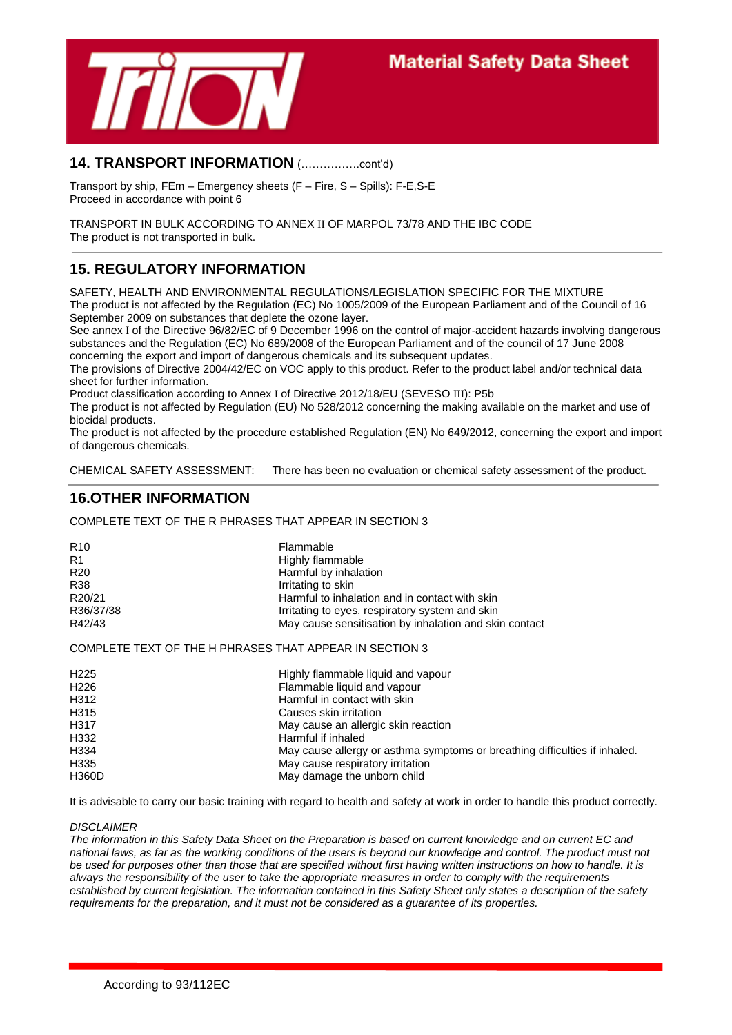## 14. TRANSPORT INFORMATION (…………….cont'd)

Transport by ship, FEm – Emergency sheets (F – Fire, S – Spills): F-E,S-E
Proceed in accordance with point 6

TRANSPORT IN BULK ACCORDING TO ANNEX II OF MARPOL 73/78 AND THE IBC CODE
The product is not transported in bulk.

## 15. REGULATORY INFORMATION

SAFETY, HEALTH AND ENVIRONMENTAL REGULATIONS/LEGISLATION SPECIFIC FOR THE MIXTURE
The product is not affected by the Regulation (EC) No 1005/2009 of the European Parliament and of the Council of 16 September 2009 on substances that deplete the ozone layer.
See annex I of the Directive 96/82/EC of 9 December 1996 on the control of major-accident hazards involving dangerous substances and the Regulation (EC) No 689/2008 of the European Parliament and of the council of 17 June 2008 concerning the export and import of dangerous chemicals and its subsequent updates.
The provisions of Directive 2004/42/EC on VOC apply to this product. Refer to the product label and/or technical data sheet for further information.
Product classification according to Annex I of Directive 2012/18/EU (SEVESO III): P5b
The product is not affected by Regulation (EU) No 528/2012 concerning the making available on the market and use of biocidal products.
The product is not affected by the procedure established Regulation (EN) No 649/2012, concerning the export and import of dangerous chemicals.

CHEMICAL SAFETY ASSESSMENT: There has been no evaluation or chemical safety assessment of the product.

## 16.OTHER INFORMATION

COMPLETE TEXT OF THE R PHRASES THAT APPEAR IN SECTION 3

| | |
|---|---|
| R10 | Flammable |
| R1 | Highly flammable |
| R20 | Harmful by inhalation |
| R38 | Irritating to skin |
| R20/21 | Harmful to inhalation and in contact with skin |
| R36/37/38 | Irritating to eyes, respiratory system and skin |
| R42/43 | May cause sensitisation by inhalation and skin contact |

COMPLETE TEXT OF THE H PHRASES THAT APPEAR IN SECTION 3

| | |
|---|---|
| H225 | Highly flammable liquid and vapour |
| H226 | Flammable liquid and vapour |
| H312 | Harmful in contact with skin |
| H315 | Causes skin irritation |
| H317 | May cause an allergic skin reaction |
| H332 | Harmful if inhaled |
| H334 | May cause allergy or asthma symptoms or breathing difficulties if inhaled. |
| H335 | May cause respiratory irritation |
| H360D | May damage the unborn child |

It is advisable to carry our basic training with regard to health and safety at work in order to handle this product correctly.

*DISCLAIMER*

*The information in this Safety Data Sheet on the Preparation is based on current knowledge and on current EC and national laws, as far as the working conditions of the users is beyond our knowledge and control. The product must not be used for purposes other than those that are specified without first having written instructions on how to handle. It is always the responsibility of the user to take the appropriate measures in order to comply with the requirements established by current legislation. The information contained in this Safety Sheet only states a description of the safety requirements for the preparation, and it must not be considered as a guarantee of its properties.*